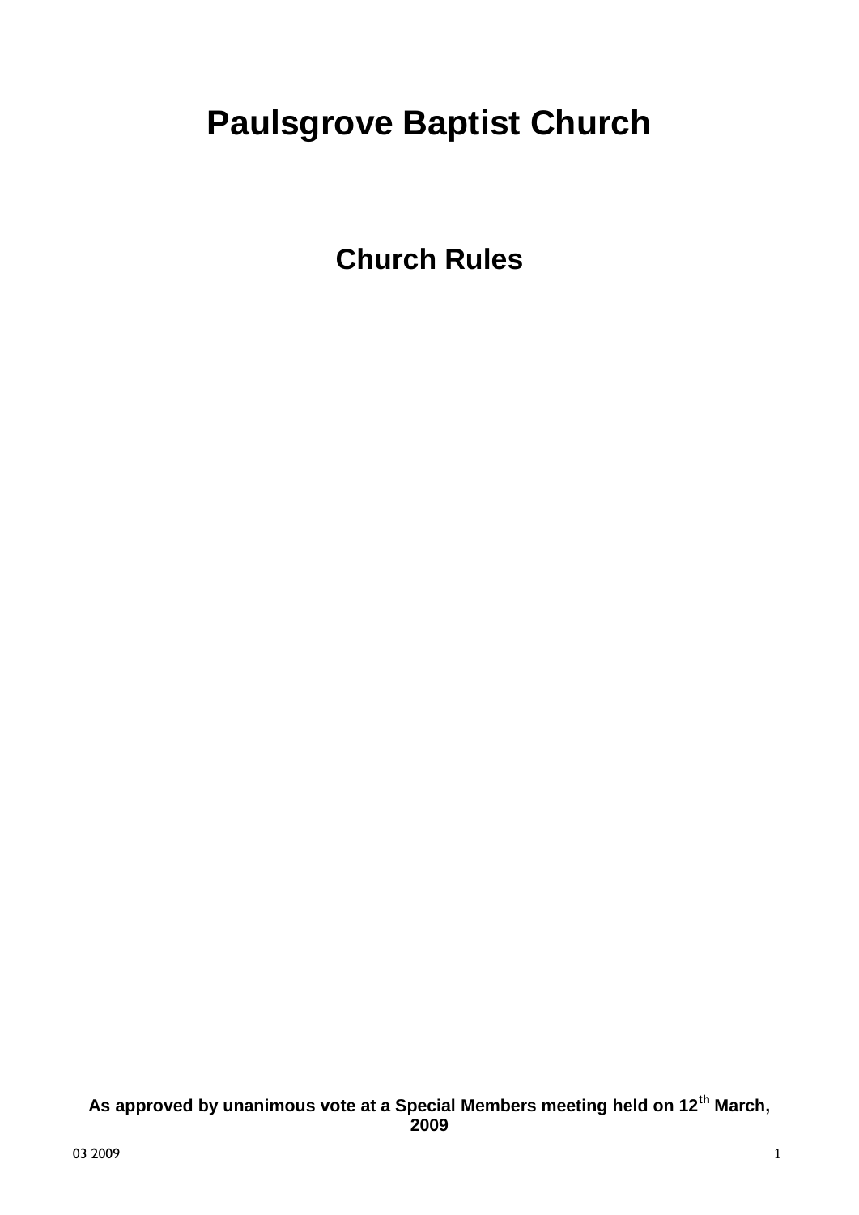# Paulsgrove Baptist Church

## Church Rules

**As approved by unanimous vote at a Special Members meeting held on 12th March, 2009**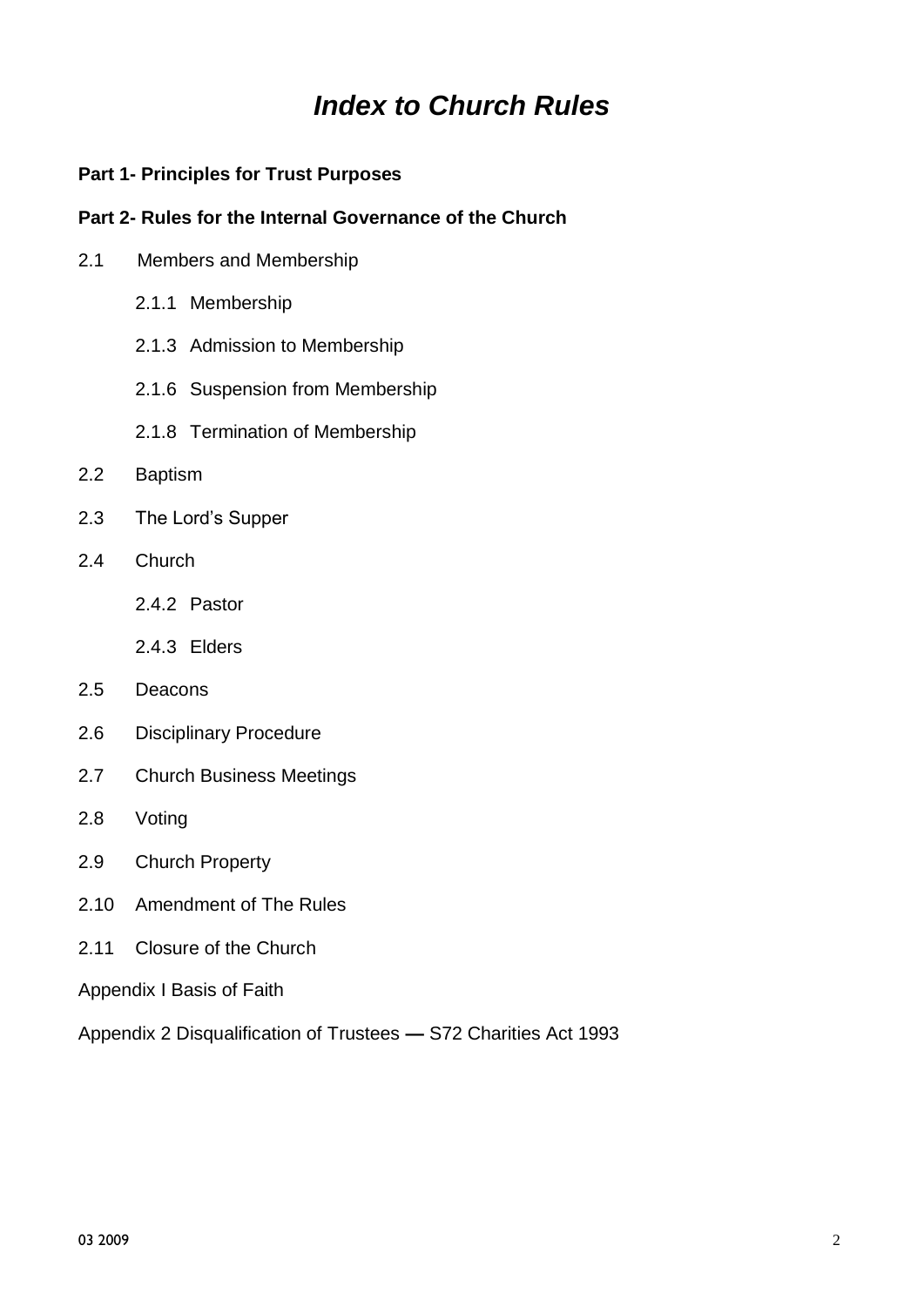# *Index to Church Rules*

**Part 1- Principles for Trust Purposes**

**Part 2- Rules for the Internal Governance of the Church**

2.1 Members and Membership

- 2.1.1 Membership
- 2.1.3 Admission to Membership
- 2.1.6 Suspension from Membership
- 2.1.8 Termination of Membership

2.2 Baptism

2.3 The Lord's Supper

2.4 Church

- 2.4.2 Pastor
- 2.4.3 Elders

2.5 Deacons

2.6 Disciplinary Procedure

2.7 Church Business Meetings

2.8 Voting

2.9 Church Property

2.10 Amendment of The Rules

2.11 Closure of the Church

Appendix I Basis of Faith

Appendix 2 Disqualification of Trustees — S72 Charities Act 1993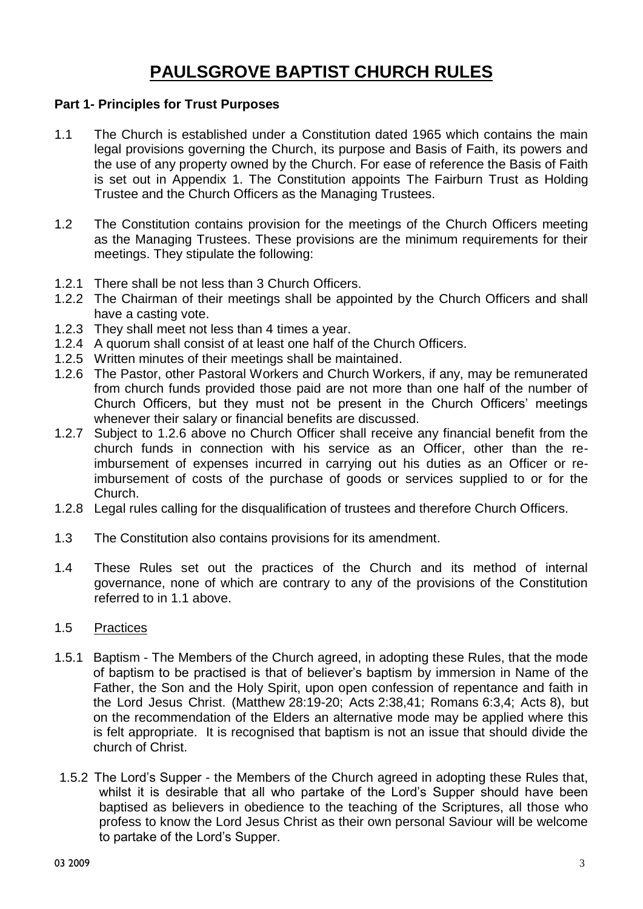# PAULSGROVE BAPTIST CHURCH RULES

**Part 1- Principles for Trust Purposes**

1.1 The Church is established under a Constitution dated 1965 which contains the main legal provisions governing the Church, its purpose and Basis of Faith, its powers and the use of any property owned by the Church. For ease of reference the Basis of Faith is set out in Appendix 1. The Constitution appoints The Fairburn Trust as Holding Trustee and the Church Officers as the Managing Trustees.

1.2 The Constitution contains provision for the meetings of the Church Officers meeting as the Managing Trustees. These provisions are the minimum requirements for their meetings. They stipulate the following:

1.2.1 There shall be not less than 3 Church Officers.

1.2.2 The Chairman of their meetings shall be appointed by the Church Officers and shall have a casting vote.

1.2.3 They shall meet not less than 4 times a year.

1.2.4 A quorum shall consist of at least one half of the Church Officers.

1.2.5 Written minutes of their meetings shall be maintained.

1.2.6 The Pastor, other Pastoral Workers and Church Workers, if any, may be remunerated from church funds provided those paid are not more than one half of the number of Church Officers, but they must not be present in the Church Officers' meetings whenever their salary or financial benefits are discussed.

1.2.7 Subject to 1.2.6 above no Church Officer shall receive any financial benefit from the church funds in connection with his service as an Officer, other than the re-imbursement of expenses incurred in carrying out his duties as an Officer or re-imbursement of costs of the purchase of goods or services supplied to or for the Church.

1.2.8 Legal rules calling for the disqualification of trustees and therefore Church Officers.

1.3 The Constitution also contains provisions for its amendment.

1.4 These Rules set out the practices of the Church and its method of internal governance, none of which are contrary to any of the provisions of the Constitution referred to in 1.1 above.

1.5 Practices

1.5.1 Baptism - The Members of the Church agreed, in adopting these Rules, that the mode of baptism to be practised is that of believer's baptism by immersion in Name of the Father, the Son and the Holy Spirit, upon open confession of repentance and faith in the Lord Jesus Christ. (Matthew 28:19-20; Acts 2:38,41; Romans 6:3,4; Acts 8), but on the recommendation of the Elders an alternative mode may be applied where this is felt appropriate. It is recognised that baptism is not an issue that should divide the church of Christ.

1.5.2 The Lord's Supper - the Members of the Church agreed in adopting these Rules that, whilst it is desirable that all who partake of the Lord's Supper should have been baptised as believers in obedience to the teaching of the Scriptures, all those who profess to know the Lord Jesus Christ as their own personal Saviour will be welcome to partake of the Lord's Supper.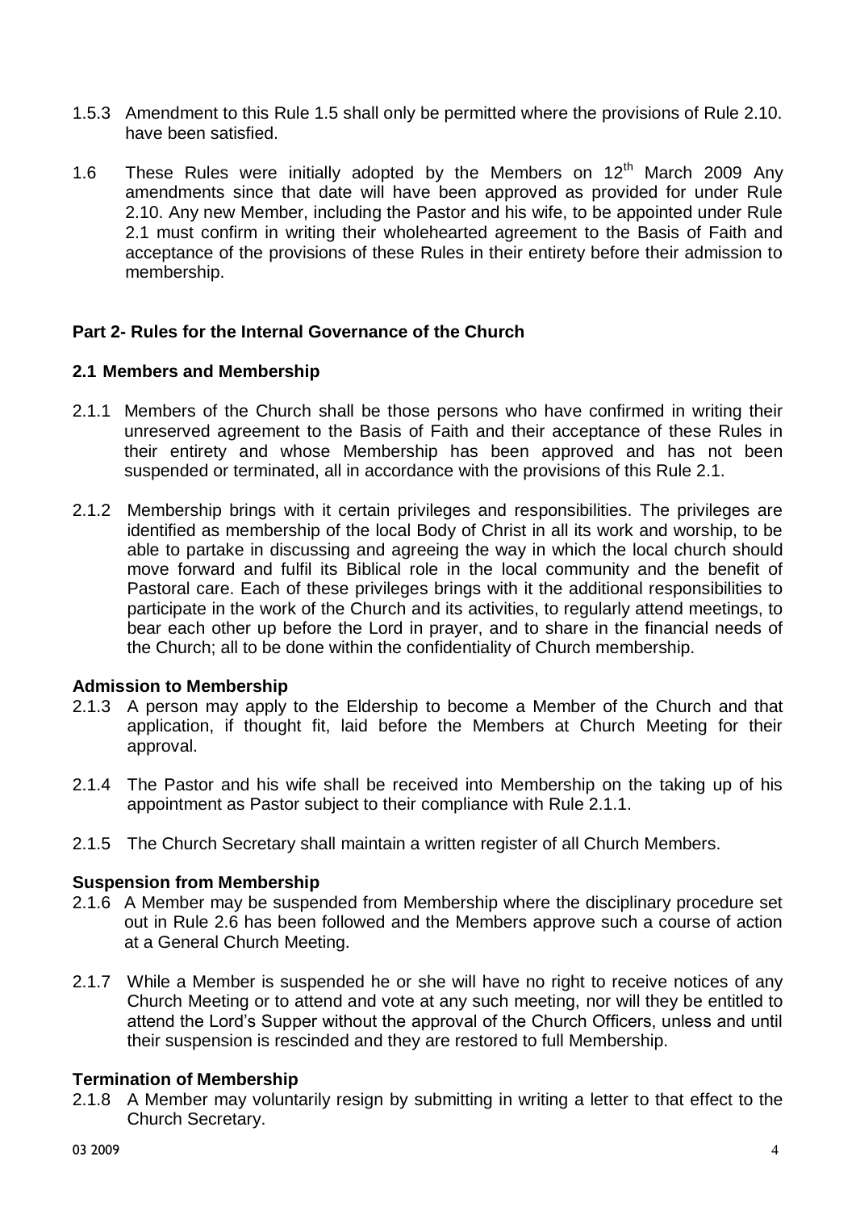1.5.3 Amendment to this Rule 1.5 shall only be permitted where the provisions of Rule 2.10. have been satisfied.

1.6 These Rules were initially adopted by the Members on 12th March 2009 Any amendments since that date will have been approved as provided for under Rule 2.10. Any new Member, including the Pastor and his wife, to be appointed under Rule 2.1 must confirm in writing their wholehearted agreement to the Basis of Faith and acceptance of the provisions of these Rules in their entirety before their admission to membership.

## Part 2- Rules for the Internal Governance of the Church

### 2.1 Members and Membership

2.1.1 Members of the Church shall be those persons who have confirmed in writing their unreserved agreement to the Basis of Faith and their acceptance of these Rules in their entirety and whose Membership has been approved and has not been suspended or terminated, all in accordance with the provisions of this Rule 2.1.

2.1.2 Membership brings with it certain privileges and responsibilities. The privileges are identified as membership of the local Body of Christ in all its work and worship, to be able to partake in discussing and agreeing the way in which the local church should move forward and fulfil its Biblical role in the local community and the benefit of Pastoral care. Each of these privileges brings with it the additional responsibilities to participate in the work of the Church and its activities, to regularly attend meetings, to bear each other up before the Lord in prayer, and to share in the financial needs of the Church; all to be done within the confidentiality of Church membership.

**Admission to Membership**

2.1.3 A person may apply to the Eldership to become a Member of the Church and that application, if thought fit, laid before the Members at Church Meeting for their approval.

2.1.4 The Pastor and his wife shall be received into Membership on the taking up of his appointment as Pastor subject to their compliance with Rule 2.1.1.

2.1.5 The Church Secretary shall maintain a written register of all Church Members.

**Suspension from Membership**

2.1.6 A Member may be suspended from Membership where the disciplinary procedure set out in Rule 2.6 has been followed and the Members approve such a course of action at a General Church Meeting.

2.1.7 While a Member is suspended he or she will have no right to receive notices of any Church Meeting or to attend and vote at any such meeting, nor will they be entitled to attend the Lord's Supper without the approval of the Church Officers, unless and until their suspension is rescinded and they are restored to full Membership.

**Termination of Membership**

2.1.8 A Member may voluntarily resign by submitting in writing a letter to that effect to the Church Secretary.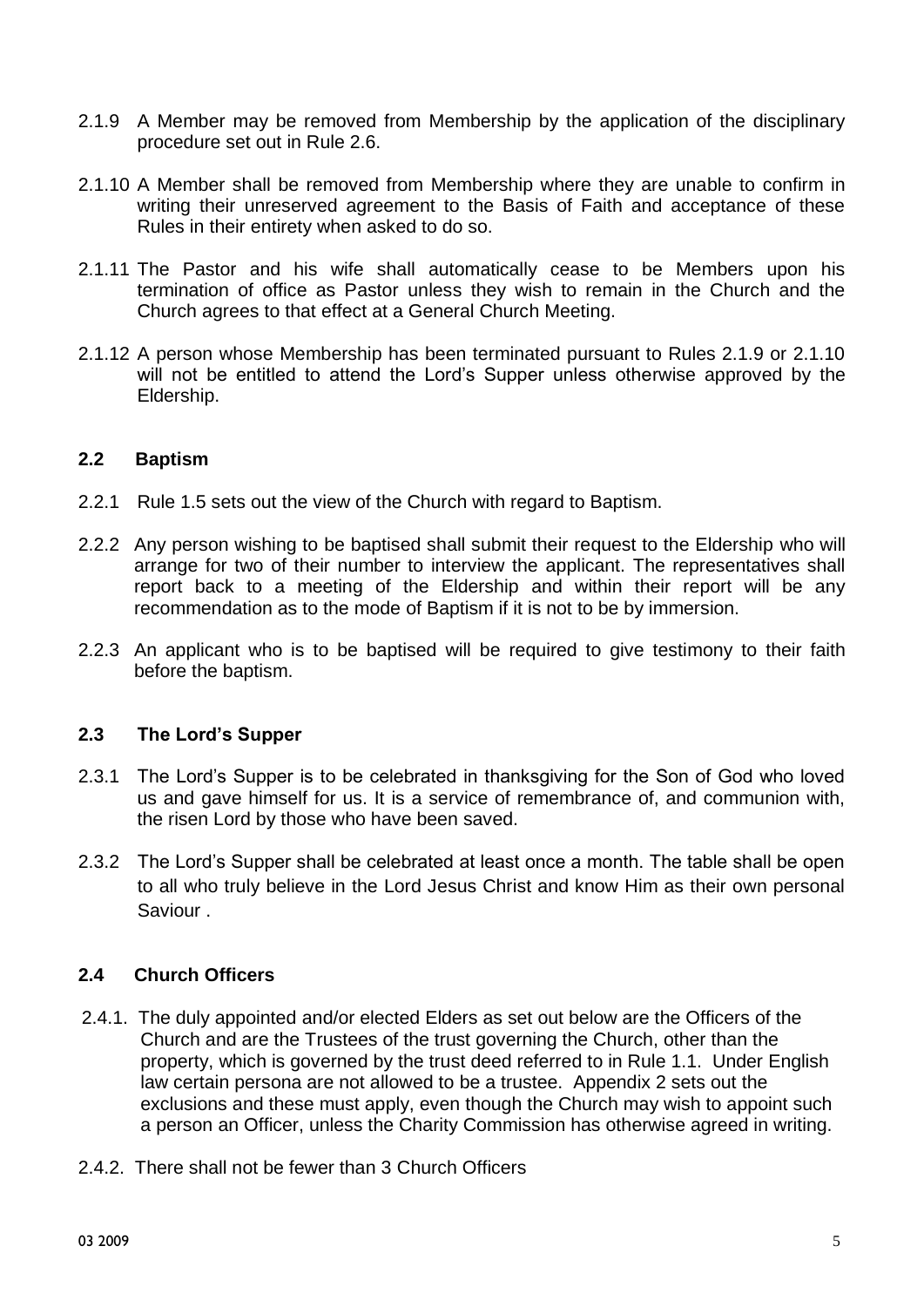2.1.9 A Member may be removed from Membership by the application of the disciplinary procedure set out in Rule 2.6.

2.1.10 A Member shall be removed from Membership where they are unable to confirm in writing their unreserved agreement to the Basis of Faith and acceptance of these Rules in their entirety when asked to do so.

2.1.11 The Pastor and his wife shall automatically cease to be Members upon his termination of office as Pastor unless they wish to remain in the Church and the Church agrees to that effect at a General Church Meeting.

2.1.12 A person whose Membership has been terminated pursuant to Rules 2.1.9 or 2.1.10 will not be entitled to attend the Lord's Supper unless otherwise approved by the Eldership.

### 2.2 Baptism

2.2.1 Rule 1.5 sets out the view of the Church with regard to Baptism.

2.2.2 Any person wishing to be baptised shall submit their request to the Eldership who will arrange for two of their number to interview the applicant. The representatives shall report back to a meeting of the Eldership and within their report will be any recommendation as to the mode of Baptism if it is not to be by immersion.

2.2.3 An applicant who is to be baptised will be required to give testimony to their faith before the baptism.

### 2.3 The Lord's Supper

2.3.1 The Lord's Supper is to be celebrated in thanksgiving for the Son of God who loved us and gave himself for us. It is a service of remembrance of, and communion with, the risen Lord by those who have been saved.

2.3.2 The Lord's Supper shall be celebrated at least once a month. The table shall be open to all who truly believe in the Lord Jesus Christ and know Him as their own personal Saviour .

### 2.4 Church Officers

2.4.1. The duly appointed and/or elected Elders as set out below are the Officers of the Church and are the Trustees of the trust governing the Church, other than the property, which is governed by the trust deed referred to in Rule 1.1. Under English law certain persona are not allowed to be a trustee. Appendix 2 sets out the exclusions and these must apply, even though the Church may wish to appoint such a person an Officer, unless the Charity Commission has otherwise agreed in writing.

2.4.2. There shall not be fewer than 3 Church Officers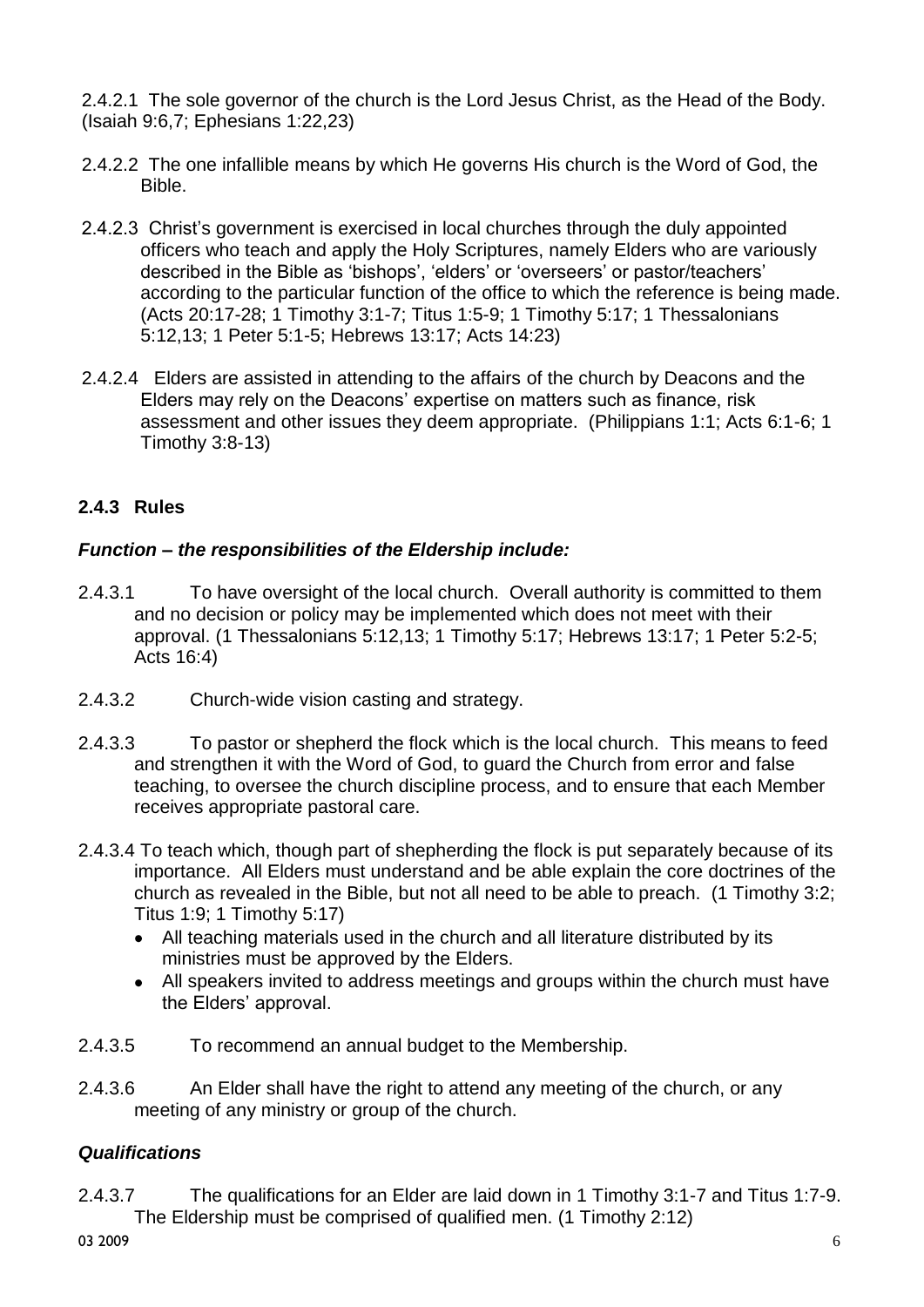2.4.2.1 The sole governor of the church is the Lord Jesus Christ, as the Head of the Body. (Isaiah 9:6,7; Ephesians 1:22,23)

2.4.2.2 The one infallible means by which He governs His church is the Word of God, the Bible.

2.4.2.3 Christ's government is exercised in local churches through the duly appointed officers who teach and apply the Holy Scriptures, namely Elders who are variously described in the Bible as 'bishops', 'elders' or 'overseers' or pastor/teachers' according to the particular function of the office to which the reference is being made. (Acts 20:17-28; 1 Timothy 3:1-7; Titus 1:5-9; 1 Timothy 5:17; 1 Thessalonians 5:12,13; 1 Peter 5:1-5; Hebrews 13:17; Acts 14:23)

2.4.2.4 Elders are assisted in attending to the affairs of the church by Deacons and the Elders may rely on the Deacons' expertise on matters such as finance, risk assessment and other issues they deem appropriate. (Philippians 1:1; Acts 6:1-6; 1 Timothy 3:8-13)

### 2.4.3 Rules

***Function – the responsibilities of the Eldership include:***

2.4.3.1 To have oversight of the local church. Overall authority is committed to them and no decision or policy may be implemented which does not meet with their approval. (1 Thessalonians 5:12,13; 1 Timothy 5:17; Hebrews 13:17; 1 Peter 5:2-5; Acts 16:4)

2.4.3.2 Church-wide vision casting and strategy.

2.4.3.3 To pastor or shepherd the flock which is the local church. This means to feed and strengthen it with the Word of God, to guard the Church from error and false teaching, to oversee the church discipline process, and to ensure that each Member receives appropriate pastoral care.

2.4.3.4 To teach which, though part of shepherding the flock is put separately because of its importance. All Elders must understand and be able explain the core doctrines of the church as revealed in the Bible, but not all need to be able to preach. (1 Timothy 3:2; Titus 1:9; 1 Timothy 5:17)

- All teaching materials used in the church and all literature distributed by its ministries must be approved by the Elders.
- All speakers invited to address meetings and groups within the church must have the Elders' approval.

2.4.3.5 To recommend an annual budget to the Membership.

2.4.3.6 An Elder shall have the right to attend any meeting of the church, or any meeting of any ministry or group of the church.

***Qualifications***

2.4.3.7 The qualifications for an Elder are laid down in 1 Timothy 3:1-7 and Titus 1:7-9. The Eldership must be comprised of qualified men. (1 Timothy 2:12)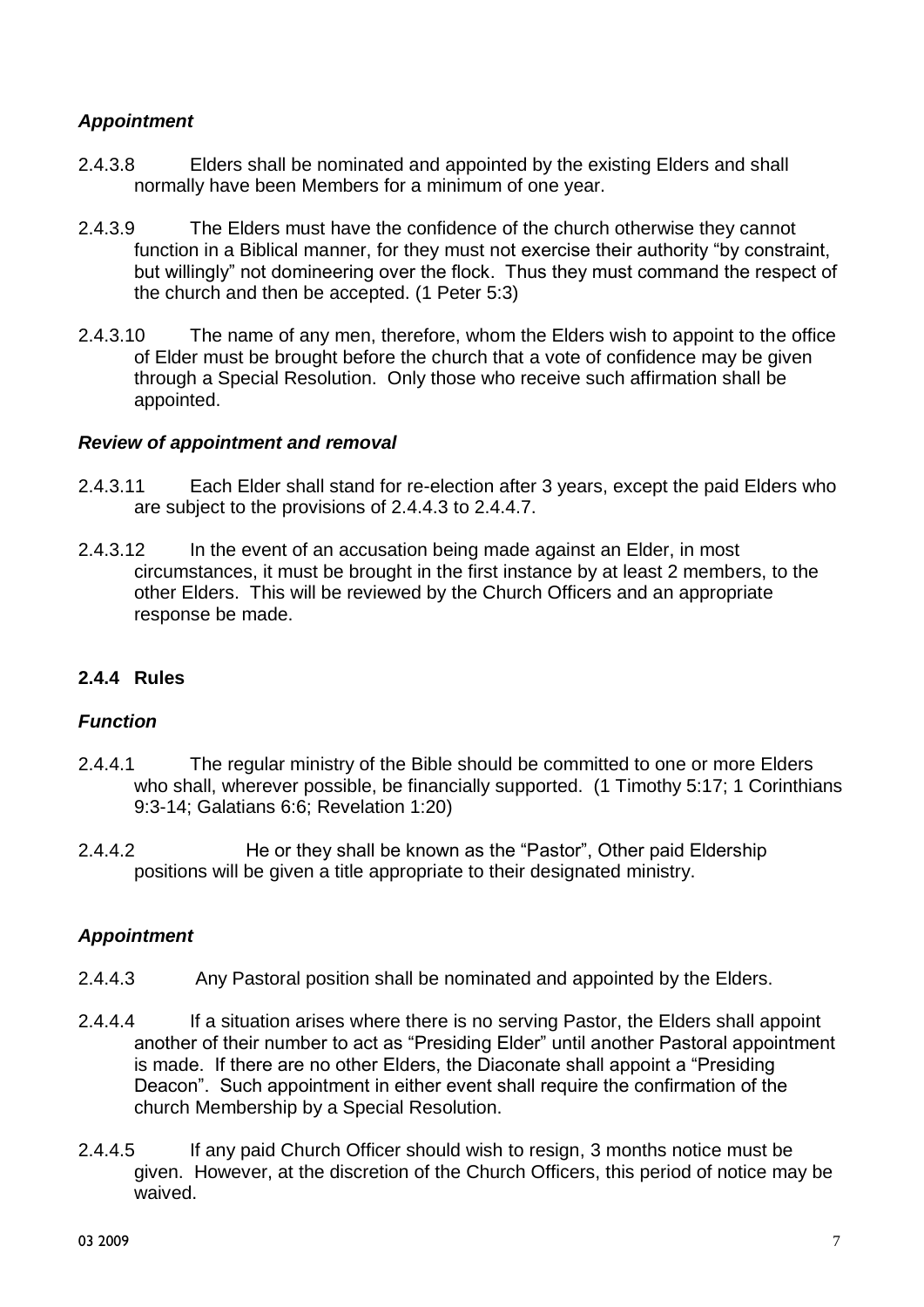***Appointment***

2.4.3.8 Elders shall be nominated and appointed by the existing Elders and shall normally have been Members for a minimum of one year.

2.4.3.9 The Elders must have the confidence of the church otherwise they cannot function in a Biblical manner, for they must not exercise their authority "by constraint, but willingly" not domineering over the flock. Thus they must command the respect of the church and then be accepted. (1 Peter 5:3)

2.4.3.10 The name of any men, therefore, whom the Elders wish to appoint to the office of Elder must be brought before the church that a vote of confidence may be given through a Special Resolution. Only those who receive such affirmation shall be appointed.

***Review of appointment and removal***

2.4.3.11 Each Elder shall stand for re-election after 3 years, except the paid Elders who are subject to the provisions of 2.4.4.3 to 2.4.4.7.

2.4.3.12 In the event of an accusation being made against an Elder, in most circumstances, it must be brought in the first instance by at least 2 members, to the other Elders. This will be reviewed by the Church Officers and an appropriate response be made.

### 2.4.4 Rules

***Function***

2.4.4.1 The regular ministry of the Bible should be committed to one or more Elders who shall, wherever possible, be financially supported. (1 Timothy 5:17; 1 Corinthians 9:3-14; Galatians 6:6; Revelation 1:20)

2.4.4.2 He or they shall be known as the "Pastor", Other paid Eldership positions will be given a title appropriate to their designated ministry.

***Appointment***

2.4.4.3 Any Pastoral position shall be nominated and appointed by the Elders.

2.4.4.4 If a situation arises where there is no serving Pastor, the Elders shall appoint another of their number to act as "Presiding Elder" until another Pastoral appointment is made. If there are no other Elders, the Diaconate shall appoint a "Presiding Deacon". Such appointment in either event shall require the confirmation of the church Membership by a Special Resolution.

2.4.4.5 If any paid Church Officer should wish to resign, 3 months notice must be given. However, at the discretion of the Church Officers, this period of notice may be waived.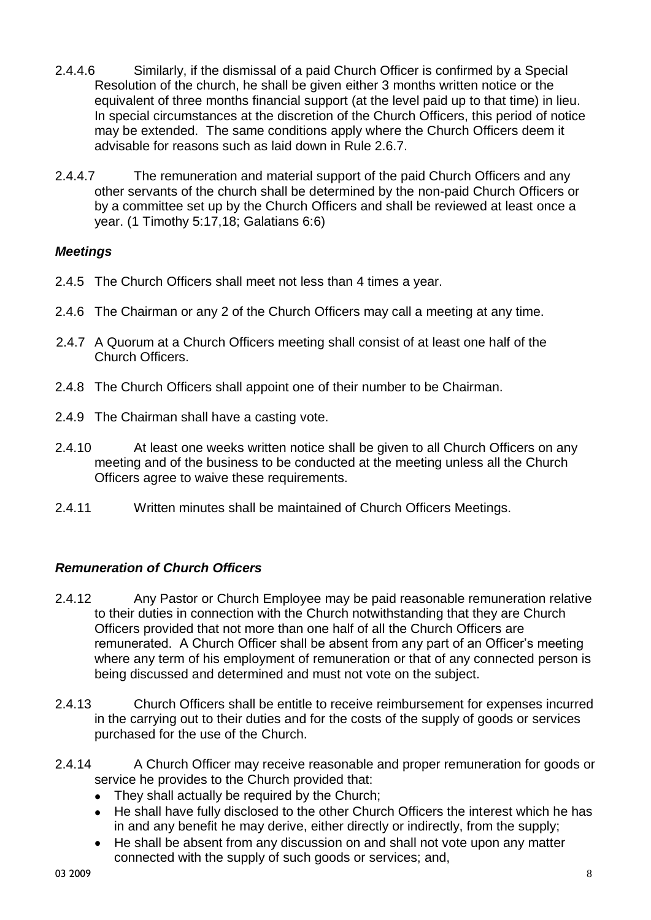2.4.4.6 Similarly, if the dismissal of a paid Church Officer is confirmed by a Special Resolution of the church, he shall be given either 3 months written notice or the equivalent of three months financial support (at the level paid up to that time) in lieu. In special circumstances at the discretion of the Church Officers, this period of notice may be extended. The same conditions apply where the Church Officers deem it advisable for reasons such as laid down in Rule 2.6.7.

2.4.4.7 The remuneration and material support of the paid Church Officers and any other servants of the church shall be determined by the non-paid Church Officers or by a committee set up by the Church Officers and shall be reviewed at least once a year. (1 Timothy 5:17,18; Galatians 6:6)

### *Meetings*

2.4.5 The Church Officers shall meet not less than 4 times a year.

2.4.6 The Chairman or any 2 of the Church Officers may call a meeting at any time.

2.4.7 A Quorum at a Church Officers meeting shall consist of at least one half of the Church Officers.

2.4.8 The Church Officers shall appoint one of their number to be Chairman.

2.4.9 The Chairman shall have a casting vote.

2.4.10 At least one weeks written notice shall be given to all Church Officers on any meeting and of the business to be conducted at the meeting unless all the Church Officers agree to waive these requirements.

2.4.11 Written minutes shall be maintained of Church Officers Meetings.

### *Remuneration of Church Officers*

2.4.12 Any Pastor or Church Employee may be paid reasonable remuneration relative to their duties in connection with the Church notwithstanding that they are Church Officers provided that not more than one half of all the Church Officers are remunerated. A Church Officer shall be absent from any part of an Officer's meeting where any term of his employment of remuneration or that of any connected person is being discussed and determined and must not vote on the subject.

2.4.13 Church Officers shall be entitle to receive reimbursement for expenses incurred in the carrying out to their duties and for the costs of the supply of goods or services purchased for the use of the Church.

2.4.14 A Church Officer may receive reasonable and proper remuneration for goods or service he provides to the Church provided that:

- They shall actually be required by the Church;
- He shall have fully disclosed to the other Church Officers the interest which he has in and any benefit he may derive, either directly or indirectly, from the supply;
- He shall be absent from any discussion on and shall not vote upon any matter connected with the supply of such goods or services; and,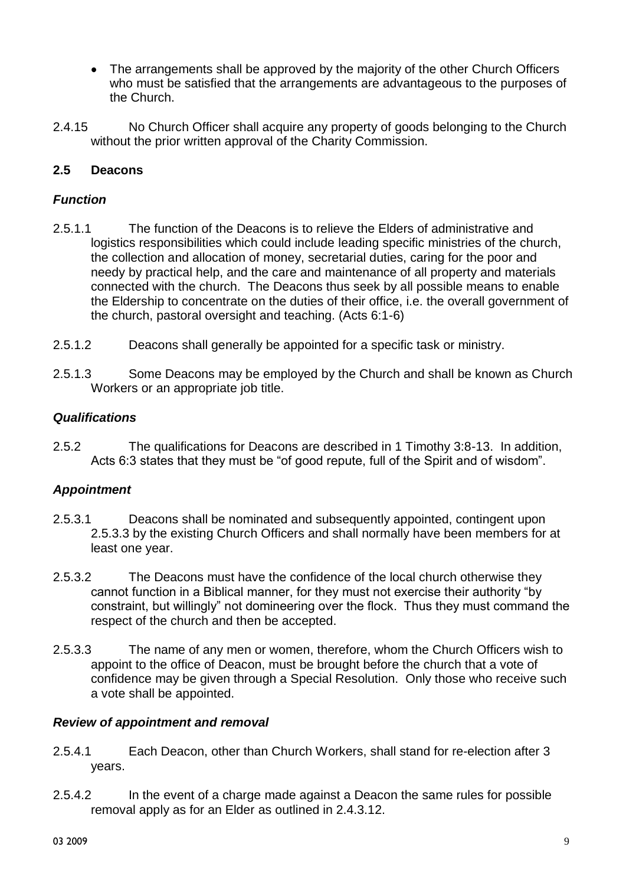- The arrangements shall be approved by the majority of the other Church Officers who must be satisfied that the arrangements are advantageous to the purposes of the Church.

2.4.15 No Church Officer shall acquire any property of goods belonging to the Church without the prior written approval of the Charity Commission.

### 2.5 Deacons

#### *Function*

2.5.1.1 The function of the Deacons is to relieve the Elders of administrative and logistics responsibilities which could include leading specific ministries of the church, the collection and allocation of money, secretarial duties, caring for the poor and needy by practical help, and the care and maintenance of all property and materials connected with the church. The Deacons thus seek by all possible means to enable the Eldership to concentrate on the duties of their office, i.e. the overall government of the church, pastoral oversight and teaching. (Acts 6:1-6)

2.5.1.2 Deacons shall generally be appointed for a specific task or ministry.

2.5.1.3 Some Deacons may be employed by the Church and shall be known as Church Workers or an appropriate job title.

#### *Qualifications*

2.5.2 The qualifications for Deacons are described in 1 Timothy 3:8-13. In addition, Acts 6:3 states that they must be "of good repute, full of the Spirit and of wisdom".

#### *Appointment*

2.5.3.1 Deacons shall be nominated and subsequently appointed, contingent upon 2.5.3.3 by the existing Church Officers and shall normally have been members for at least one year.

2.5.3.2 The Deacons must have the confidence of the local church otherwise they cannot function in a Biblical manner, for they must not exercise their authority "by constraint, but willingly" not domineering over the flock. Thus they must command the respect of the church and then be accepted.

2.5.3.3 The name of any men or women, therefore, whom the Church Officers wish to appoint to the office of Deacon, must be brought before the church that a vote of confidence may be given through a Special Resolution. Only those who receive such a vote shall be appointed.

#### *Review of appointment and removal*

2.5.4.1 Each Deacon, other than Church Workers, shall stand for re-election after 3 years.

2.5.4.2 In the event of a charge made against a Deacon the same rules for possible removal apply as for an Elder as outlined in 2.4.3.12.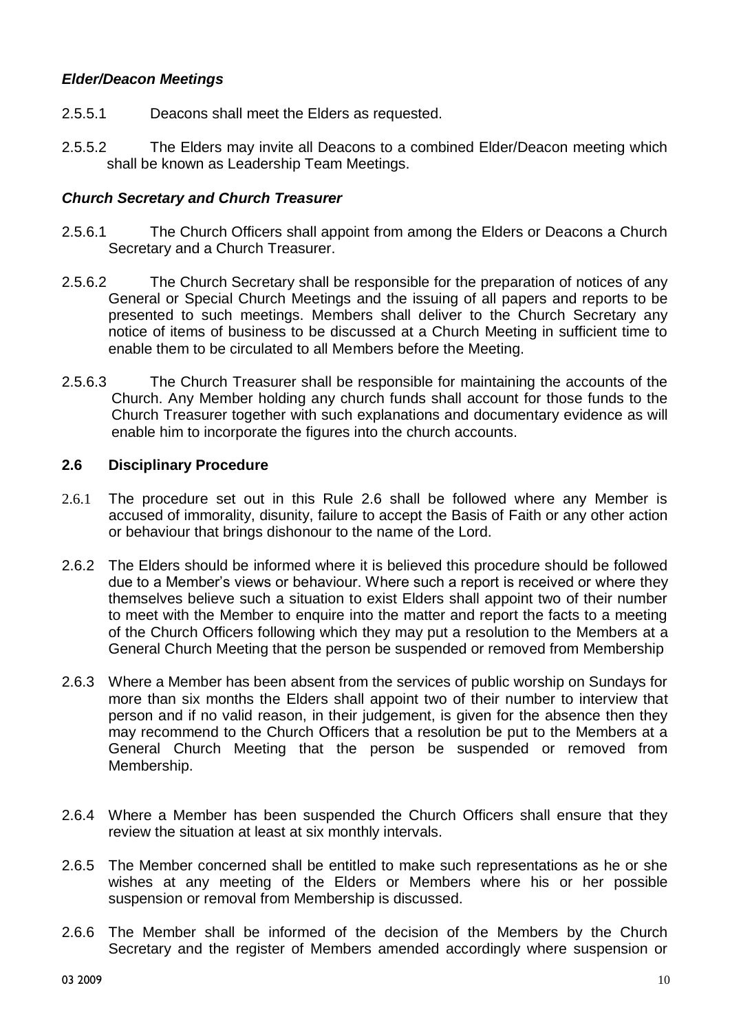### *Elder/Deacon Meetings*

2.5.5.1 Deacons shall meet the Elders as requested.

2.5.5.2 The Elders may invite all Deacons to a combined Elder/Deacon meeting which shall be known as Leadership Team Meetings.

### *Church Secretary and Church Treasurer*

2.5.6.1 The Church Officers shall appoint from among the Elders or Deacons a Church Secretary and a Church Treasurer.

2.5.6.2 The Church Secretary shall be responsible for the preparation of notices of any General or Special Church Meetings and the issuing of all papers and reports to be presented to such meetings. Members shall deliver to the Church Secretary any notice of items of business to be discussed at a Church Meeting in sufficient time to enable them to be circulated to all Members before the Meeting.

2.5.6.3 The Church Treasurer shall be responsible for maintaining the accounts of the Church. Any Member holding any church funds shall account for those funds to the Church Treasurer together with such explanations and documentary evidence as will enable him to incorporate the figures into the church accounts.

## 2.6 Disciplinary Procedure

2.6.1 The procedure set out in this Rule 2.6 shall be followed where any Member is accused of immorality, disunity, failure to accept the Basis of Faith or any other action or behaviour that brings dishonour to the name of the Lord.

2.6.2 The Elders should be informed where it is believed this procedure should be followed due to a Member's views or behaviour. Where such a report is received or where they themselves believe such a situation to exist Elders shall appoint two of their number to meet with the Member to enquire into the matter and report the facts to a meeting of the Church Officers following which they may put a resolution to the Members at a General Church Meeting that the person be suspended or removed from Membership

2.6.3 Where a Member has been absent from the services of public worship on Sundays for more than six months the Elders shall appoint two of their number to interview that person and if no valid reason, in their judgement, is given for the absence then they may recommend to the Church Officers that a resolution be put to the Members at a General Church Meeting that the person be suspended or removed from Membership.

2.6.4 Where a Member has been suspended the Church Officers shall ensure that they review the situation at least at six monthly intervals.

2.6.5 The Member concerned shall be entitled to make such representations as he or she wishes at any meeting of the Elders or Members where his or her possible suspension or removal from Membership is discussed.

2.6.6 The Member shall be informed of the decision of the Members by the Church Secretary and the register of Members amended accordingly where suspension or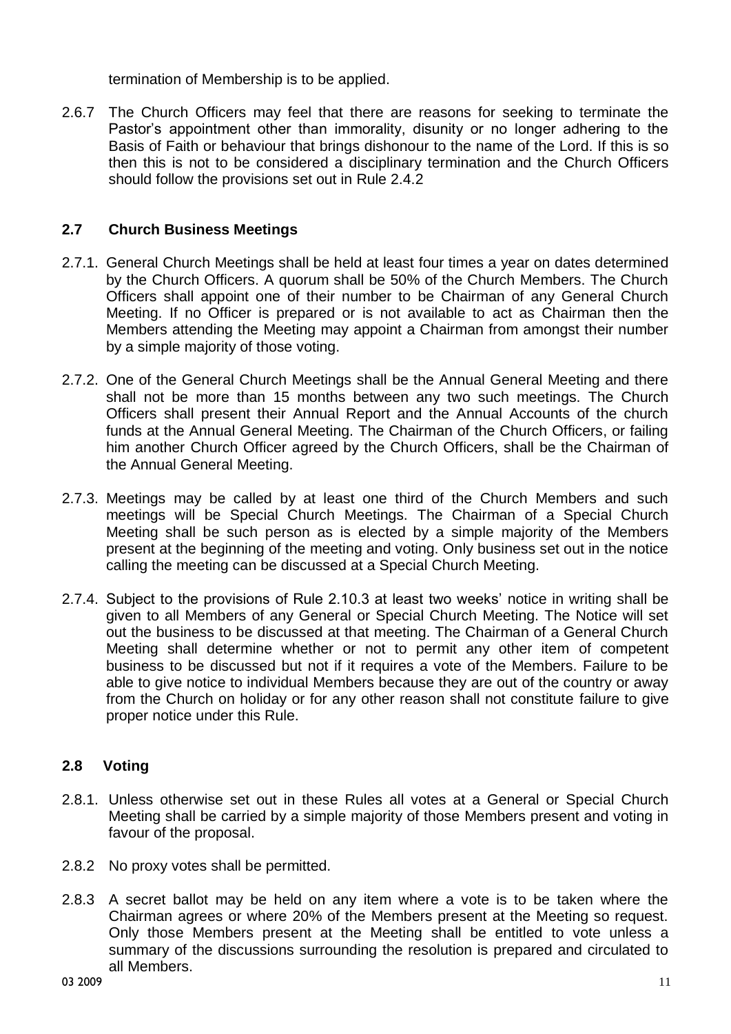termination of Membership is to be applied.

2.6.7 The Church Officers may feel that there are reasons for seeking to terminate the Pastor's appointment other than immorality, disunity or no longer adhering to the Basis of Faith or behaviour that brings dishonour to the name of the Lord. If this is so then this is not to be considered a disciplinary termination and the Church Officers should follow the provisions set out in Rule 2.4.2

### 2.7 Church Business Meetings

2.7.1. General Church Meetings shall be held at least four times a year on dates determined by the Church Officers. A quorum shall be 50% of the Church Members. The Church Officers shall appoint one of their number to be Chairman of any General Church Meeting. If no Officer is prepared or is not available to act as Chairman then the Members attending the Meeting may appoint a Chairman from amongst their number by a simple majority of those voting.

2.7.2. One of the General Church Meetings shall be the Annual General Meeting and there shall not be more than 15 months between any two such meetings. The Church Officers shall present their Annual Report and the Annual Accounts of the church funds at the Annual General Meeting. The Chairman of the Church Officers, or failing him another Church Officer agreed by the Church Officers, shall be the Chairman of the Annual General Meeting.

2.7.3. Meetings may be called by at least one third of the Church Members and such meetings will be Special Church Meetings. The Chairman of a Special Church Meeting shall be such person as is elected by a simple majority of the Members present at the beginning of the meeting and voting. Only business set out in the notice calling the meeting can be discussed at a Special Church Meeting.

2.7.4. Subject to the provisions of Rule 2.10.3 at least two weeks' notice in writing shall be given to all Members of any General or Special Church Meeting. The Notice will set out the business to be discussed at that meeting. The Chairman of a General Church Meeting shall determine whether or not to permit any other item of competent business to be discussed but not if it requires a vote of the Members. Failure to be able to give notice to individual Members because they are out of the country or away from the Church on holiday or for any other reason shall not constitute failure to give proper notice under this Rule.

### 2.8 Voting

2.8.1. Unless otherwise set out in these Rules all votes at a General or Special Church Meeting shall be carried by a simple majority of those Members present and voting in favour of the proposal.

2.8.2 No proxy votes shall be permitted.

2.8.3 A secret ballot may be held on any item where a vote is to be taken where the Chairman agrees or where 20% of the Members present at the Meeting so request. Only those Members present at the Meeting shall be entitled to vote unless a summary of the discussions surrounding the resolution is prepared and circulated to all Members.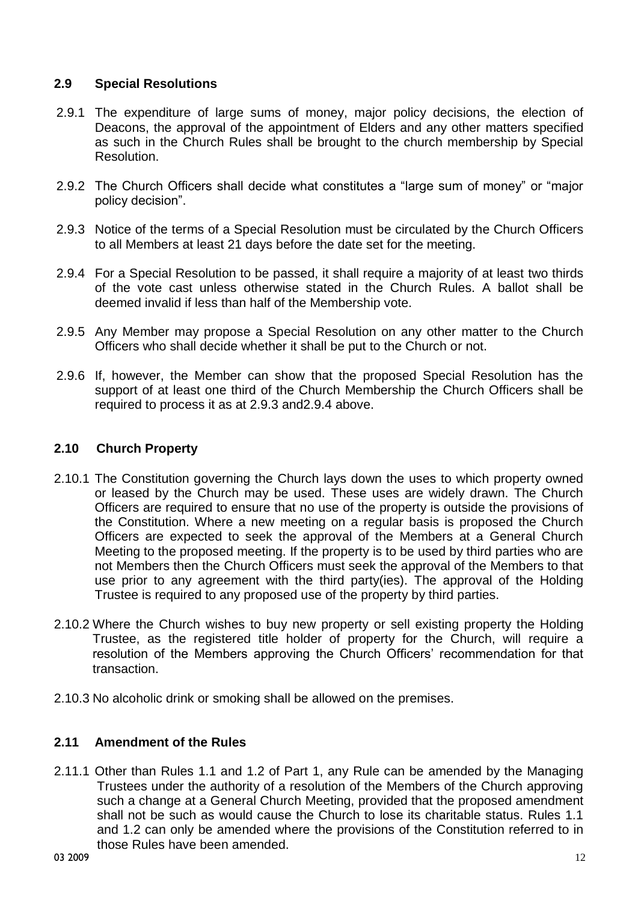### 2.9 Special Resolutions

2.9.1 The expenditure of large sums of money, major policy decisions, the election of Deacons, the approval of the appointment of Elders and any other matters specified as such in the Church Rules shall be brought to the church membership by Special Resolution.

2.9.2 The Church Officers shall decide what constitutes a "large sum of money" or "major policy decision".

2.9.3 Notice of the terms of a Special Resolution must be circulated by the Church Officers to all Members at least 21 days before the date set for the meeting.

2.9.4 For a Special Resolution to be passed, it shall require a majority of at least two thirds of the vote cast unless otherwise stated in the Church Rules. A ballot shall be deemed invalid if less than half of the Membership vote.

2.9.5 Any Member may propose a Special Resolution on any other matter to the Church Officers who shall decide whether it shall be put to the Church or not.

2.9.6 If, however, the Member can show that the proposed Special Resolution has the support of at least one third of the Church Membership the Church Officers shall be required to process it as at 2.9.3 and2.9.4 above.

### 2.10 Church Property

2.10.1 The Constitution governing the Church lays down the uses to which property owned or leased by the Church may be used. These uses are widely drawn. The Church Officers are required to ensure that no use of the property is outside the provisions of the Constitution. Where a new meeting on a regular basis is proposed the Church Officers are expected to seek the approval of the Members at a General Church Meeting to the proposed meeting. If the property is to be used by third parties who are not Members then the Church Officers must seek the approval of the Members to that use prior to any agreement with the third party(ies). The approval of the Holding Trustee is required to any proposed use of the property by third parties.

2.10.2 Where the Church wishes to buy new property or sell existing property the Holding Trustee, as the registered title holder of property for the Church, will require a resolution of the Members approving the Church Officers' recommendation for that transaction.

2.10.3 No alcoholic drink or smoking shall be allowed on the premises.

### 2.11 Amendment of the Rules

2.11.1 Other than Rules 1.1 and 1.2 of Part 1, any Rule can be amended by the Managing Trustees under the authority of a resolution of the Members of the Church approving such a change at a General Church Meeting, provided that the proposed amendment shall not be such as would cause the Church to lose its charitable status. Rules 1.1 and 1.2 can only be amended where the provisions of the Constitution referred to in those Rules have been amended.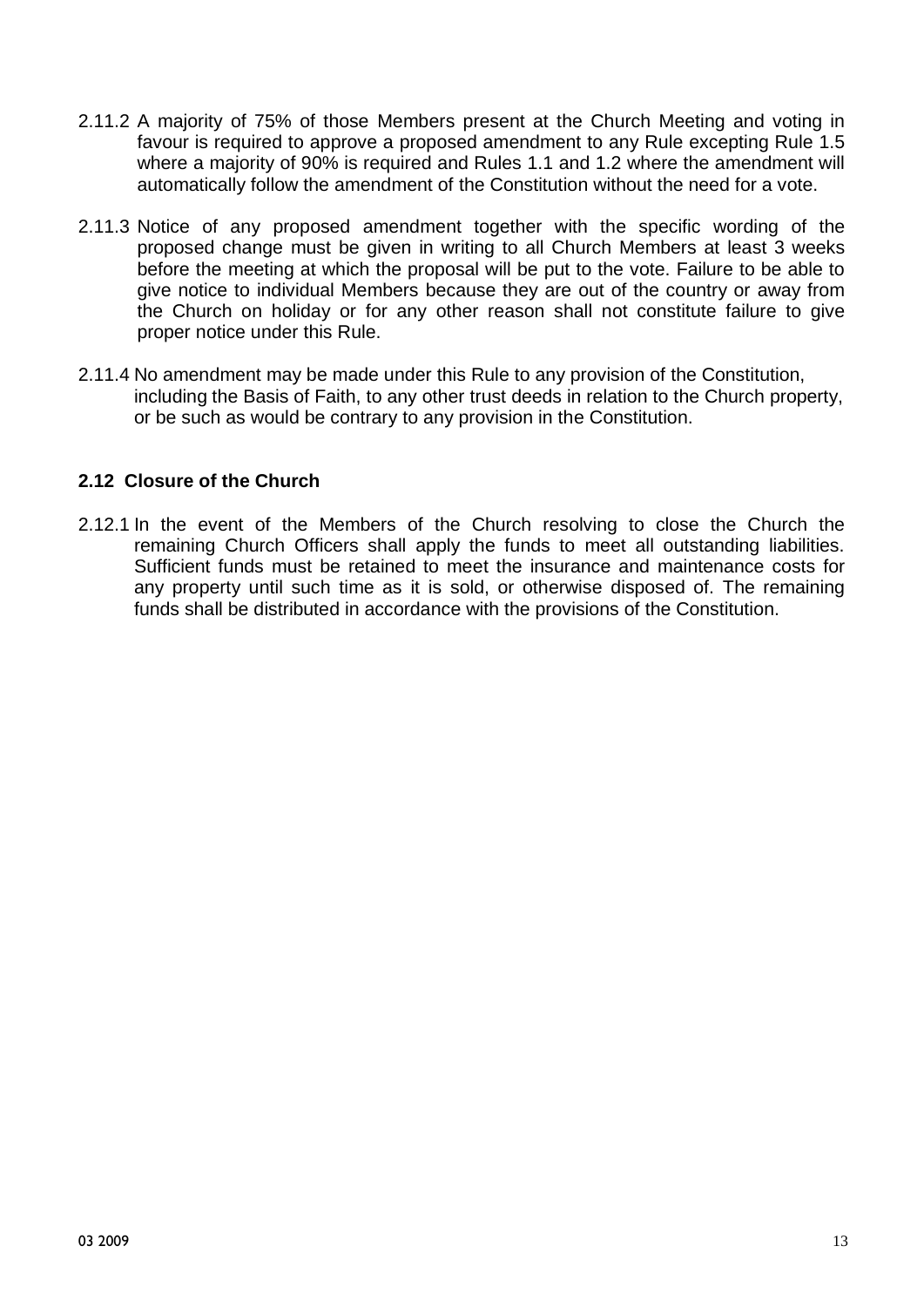2.11.2 A majority of 75% of those Members present at the Church Meeting and voting in favour is required to approve a proposed amendment to any Rule excepting Rule 1.5 where a majority of 90% is required and Rules 1.1 and 1.2 where the amendment will automatically follow the amendment of the Constitution without the need for a vote.

2.11.3 Notice of any proposed amendment together with the specific wording of the proposed change must be given in writing to all Church Members at least 3 weeks before the meeting at which the proposal will be put to the vote. Failure to be able to give notice to individual Members because they are out of the country or away from the Church on holiday or for any other reason shall not constitute failure to give proper notice under this Rule.

2.11.4 No amendment may be made under this Rule to any provision of the Constitution, including the Basis of Faith, to any other trust deeds in relation to the Church property, or be such as would be contrary to any provision in the Constitution.

### 2.12 Closure of the Church

2.12.1 In the event of the Members of the Church resolving to close the Church the remaining Church Officers shall apply the funds to meet all outstanding liabilities. Sufficient funds must be retained to meet the insurance and maintenance costs for any property until such time as it is sold, or otherwise disposed of. The remaining funds shall be distributed in accordance with the provisions of the Constitution.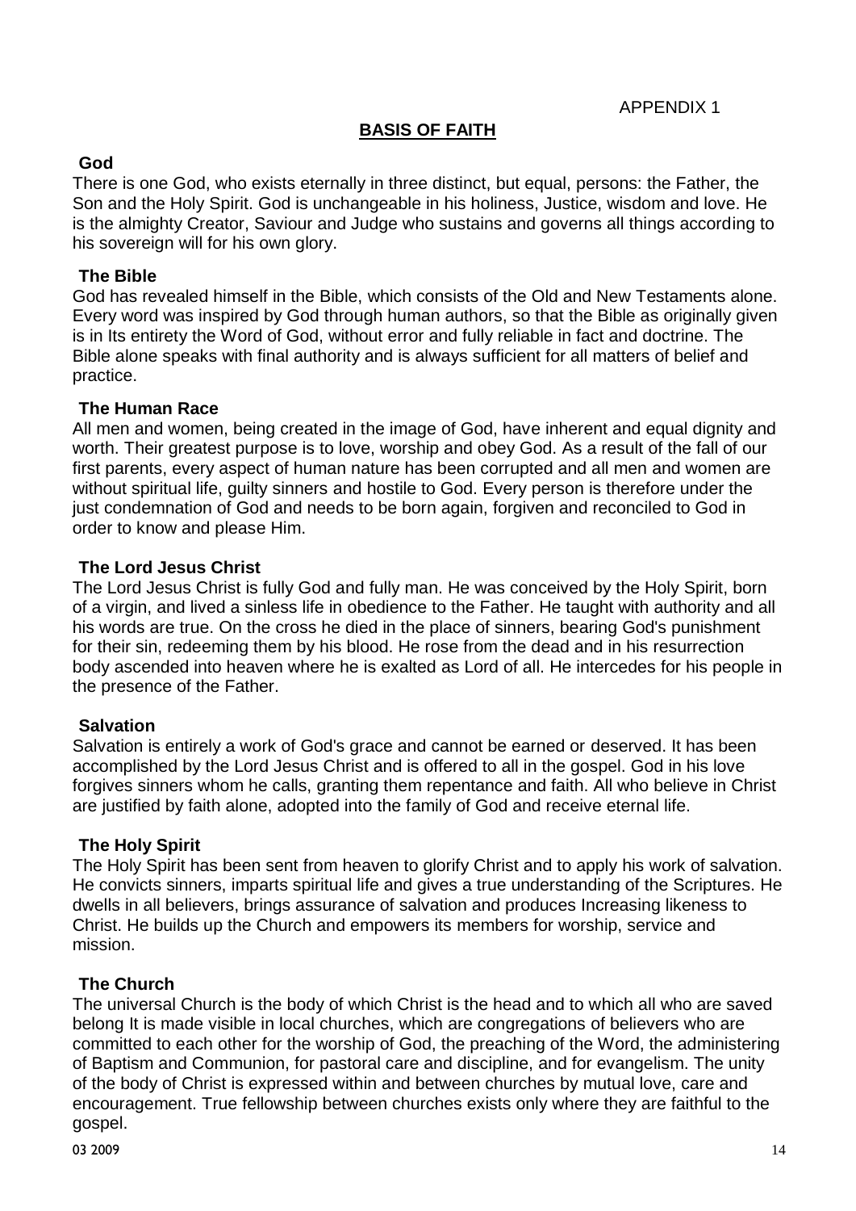APPENDIX 1

# BASIS OF FAITH

## God

There is one God, who exists eternally in three distinct, but equal, persons: the Father, the Son and the Holy Spirit. God is unchangeable in his holiness, Justice, wisdom and love. He is the almighty Creator, Saviour and Judge who sustains and governs all things according to his sovereign will for his own glory.

## The Bible

God has revealed himself in the Bible, which consists of the Old and New Testaments alone. Every word was inspired by God through human authors, so that the Bible as originally given is in Its entirety the Word of God, without error and fully reliable in fact and doctrine. The Bible alone speaks with final authority and is always sufficient for all matters of belief and practice.

## The Human Race

All men and women, being created in the image of God, have inherent and equal dignity and worth. Their greatest purpose is to love, worship and obey God. As a result of the fall of our first parents, every aspect of human nature has been corrupted and all men and women are without spiritual life, guilty sinners and hostile to God. Every person is therefore under the just condemnation of God and needs to be born again, forgiven and reconciled to God in order to know and please Him.

## The Lord Jesus Christ

The Lord Jesus Christ is fully God and fully man. He was conceived by the Holy Spirit, born of a virgin, and lived a sinless life in obedience to the Father. He taught with authority and all his words are true. On the cross he died in the place of sinners, bearing God's punishment for their sin, redeeming them by his blood. He rose from the dead and in his resurrection body ascended into heaven where he is exalted as Lord of all. He intercedes for his people in the presence of the Father.

## Salvation

Salvation is entirely a work of God's grace and cannot be earned or deserved. It has been accomplished by the Lord Jesus Christ and is offered to all in the gospel. God in his love forgives sinners whom he calls, granting them repentance and faith. All who believe in Christ are justified by faith alone, adopted into the family of God and receive eternal life.

## The Holy Spirit

The Holy Spirit has been sent from heaven to glorify Christ and to apply his work of salvation. He convicts sinners, imparts spiritual life and gives a true understanding of the Scriptures. He dwells in all believers, brings assurance of salvation and produces Increasing likeness to Christ. He builds up the Church and empowers its members for worship, service and mission.

## The Church

The universal Church is the body of which Christ is the head and to which all who are saved belong It is made visible in local churches, which are congregations of believers who are committed to each other for the worship of God, the preaching of the Word, the administering of Baptism and Communion, for pastoral care and discipline, and for evangelism. The unity of the body of Christ is expressed within and between churches by mutual love, care and encouragement. True fellowship between churches exists only where they are faithful to the gospel.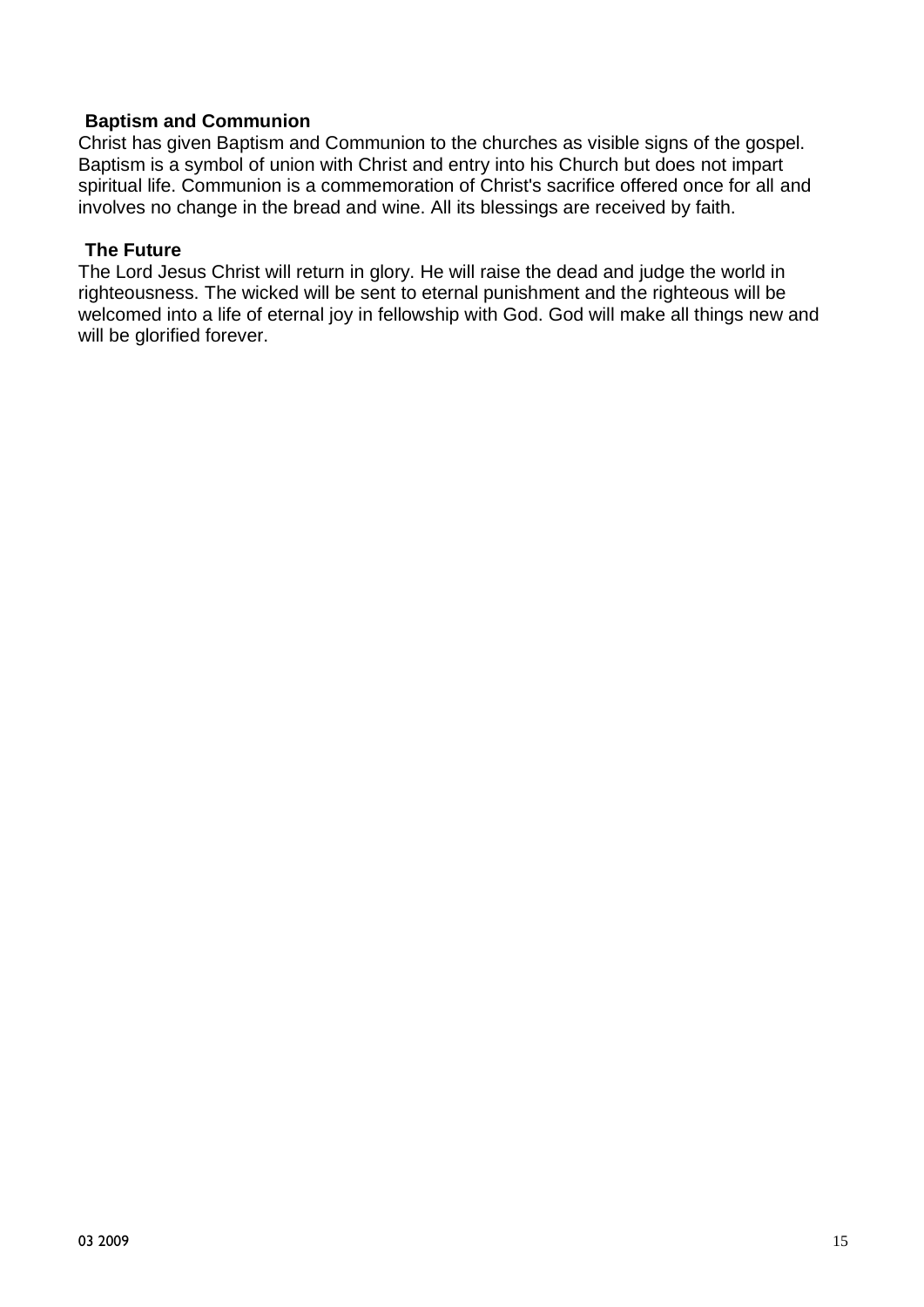### Baptism and Communion

Christ has given Baptism and Communion to the churches as visible signs of the gospel. Baptism is a symbol of union with Christ and entry into his Church but does not impart spiritual life. Communion is a commemoration of Christ's sacrifice offered once for all and involves no change in the bread and wine. All its blessings are received by faith.

### The Future

The Lord Jesus Christ will return in glory. He will raise the dead and judge the world in righteousness. The wicked will be sent to eternal punishment and the righteous will be welcomed into a life of eternal joy in fellowship with God. God will make all things new and will be glorified forever.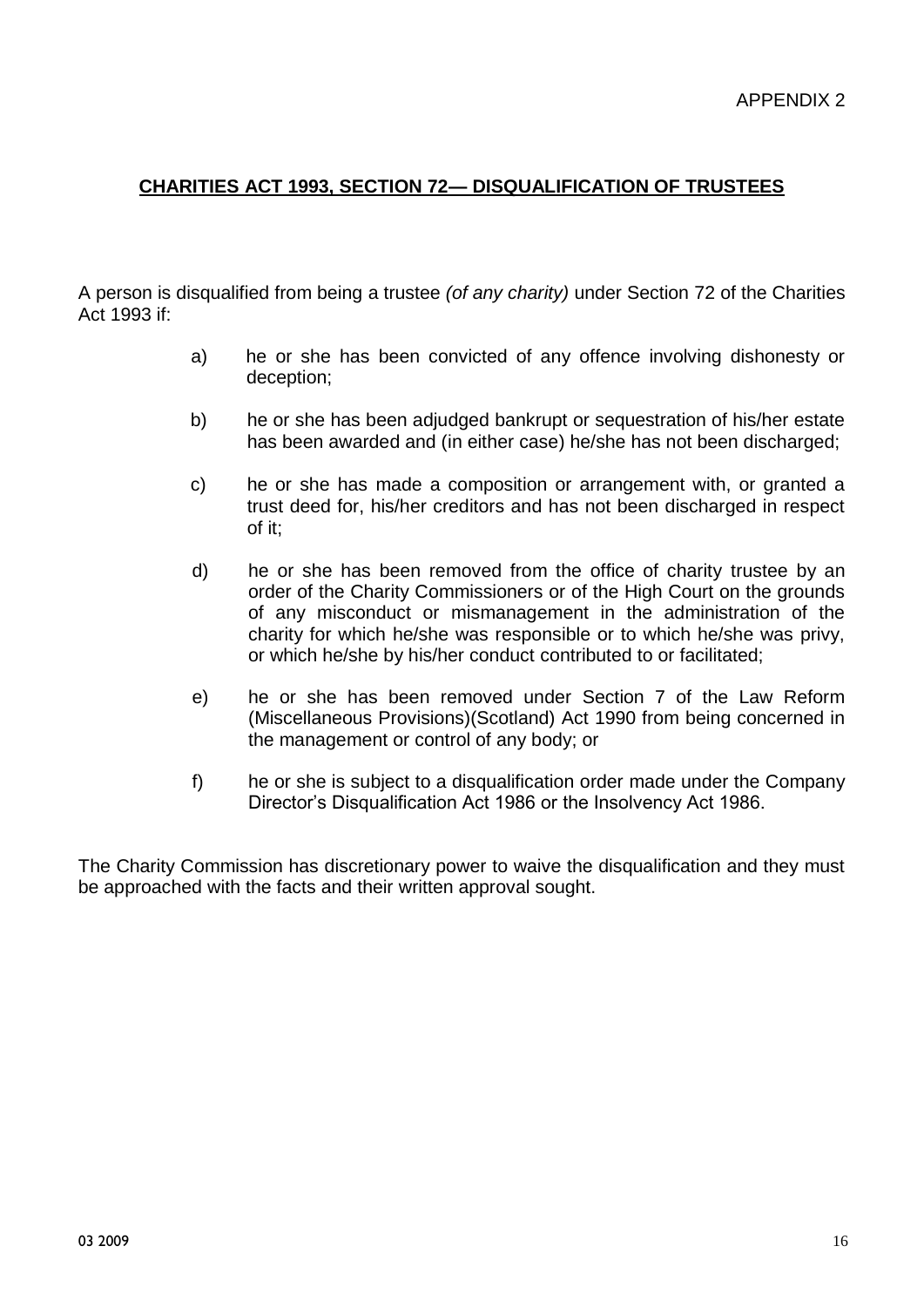APPENDIX 2

**CHARITIES ACT 1993, SECTION 72— DISQUALIFICATION OF TRUSTEES**

A person is disqualified from being a trustee *(of any charity)* under Section 72 of the Charities Act 1993 if:

a) he or she has been convicted of any offence involving dishonesty or deception;

b) he or she has been adjudged bankrupt or sequestration of his/her estate has been awarded and (in either case) he/she has not been discharged;

c) he or she has made a composition or arrangement with, or granted a trust deed for, his/her creditors and has not been discharged in respect of it;

d) he or she has been removed from the office of charity trustee by an order of the Charity Commissioners or of the High Court on the grounds of any misconduct or mismanagement in the administration of the charity for which he/she was responsible or to which he/she was privy, or which he/she by his/her conduct contributed to or facilitated;

e) he or she has been removed under Section 7 of the Law Reform (Miscellaneous Provisions)(Scotland) Act 1990 from being concerned in the management or control of any body; or

f) he or she is subject to a disqualification order made under the Company Director's Disqualification Act 1986 or the Insolvency Act 1986.

The Charity Commission has discretionary power to waive the disqualification and they must be approached with the facts and their written approval sought.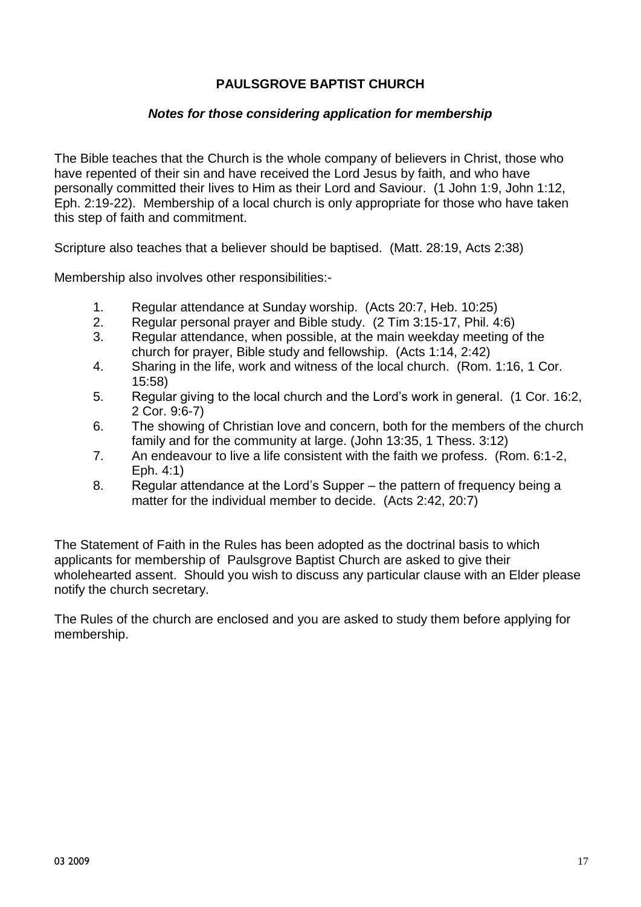**PAULSGROVE BAPTIST CHURCH**

***Notes for those considering application for membership***

The Bible teaches that the Church is the whole company of believers in Christ, those who have repented of their sin and have received the Lord Jesus by faith, and who have personally committed their lives to Him as their Lord and Saviour. (1 John 1:9, John 1:12, Eph. 2:19-22). Membership of a local church is only appropriate for those who have taken this step of faith and commitment.

Scripture also teaches that a believer should be baptised. (Matt. 28:19, Acts 2:38)

Membership also involves other responsibilities:-

1. Regular attendance at Sunday worship. (Acts 20:7, Heb. 10:25)
2. Regular personal prayer and Bible study. (2 Tim 3:15-17, Phil. 4:6)
3. Regular attendance, when possible, at the main weekday meeting of the church for prayer, Bible study and fellowship. (Acts 1:14, 2:42)
4. Sharing in the life, work and witness of the local church. (Rom. 1:16, 1 Cor. 15:58)
5. Regular giving to the local church and the Lord's work in general. (1 Cor. 16:2, 2 Cor. 9:6-7)
6. The showing of Christian love and concern, both for the members of the church family and for the community at large. (John 13:35, 1 Thess. 3:12)
7. An endeavour to live a life consistent with the faith we profess. (Rom. 6:1-2, Eph. 4:1)
8. Regular attendance at the Lord's Supper – the pattern of frequency being a matter for the individual member to decide. (Acts 2:42, 20:7)

The Statement of Faith in the Rules has been adopted as the doctrinal basis to which applicants for membership of Paulsgrove Baptist Church are asked to give their wholehearted assent. Should you wish to discuss any particular clause with an Elder please notify the church secretary.

The Rules of the church are enclosed and you are asked to study them before applying for membership.

03 2009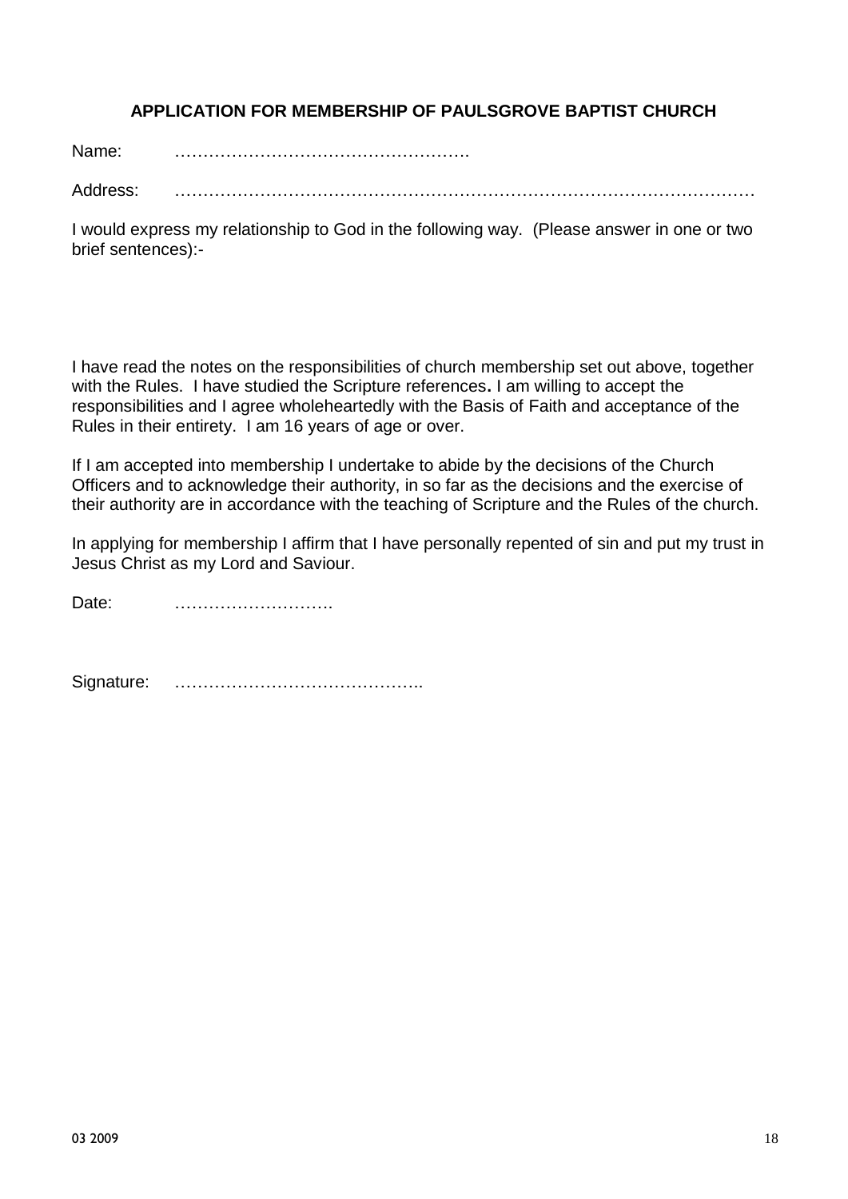**APPLICATION FOR MEMBERSHIP OF PAULSGROVE BAPTIST CHURCH**

Name: …………………………………………….

Address: ……………………………………………………………………………………

I would express my relationship to God in the following way. (Please answer in one or two brief sentences):-

I have read the notes on the responsibilities of church membership set out above, together with the Rules. I have studied the Scripture references**.** I am willing to accept the responsibilities and I agree wholeheartedly with the Basis of Faith and acceptance of the Rules in their entirety. I am 16 years of age or over.

If I am accepted into membership I undertake to abide by the decisions of the Church Officers and to acknowledge their authority, in so far as the decisions and the exercise of their authority are in accordance with the teaching of Scripture and the Rules of the church.

In applying for membership I affirm that I have personally repented of sin and put my trust in Jesus Christ as my Lord and Saviour.

Date: ……………………….

Signature: ……………………………………..

03 2009